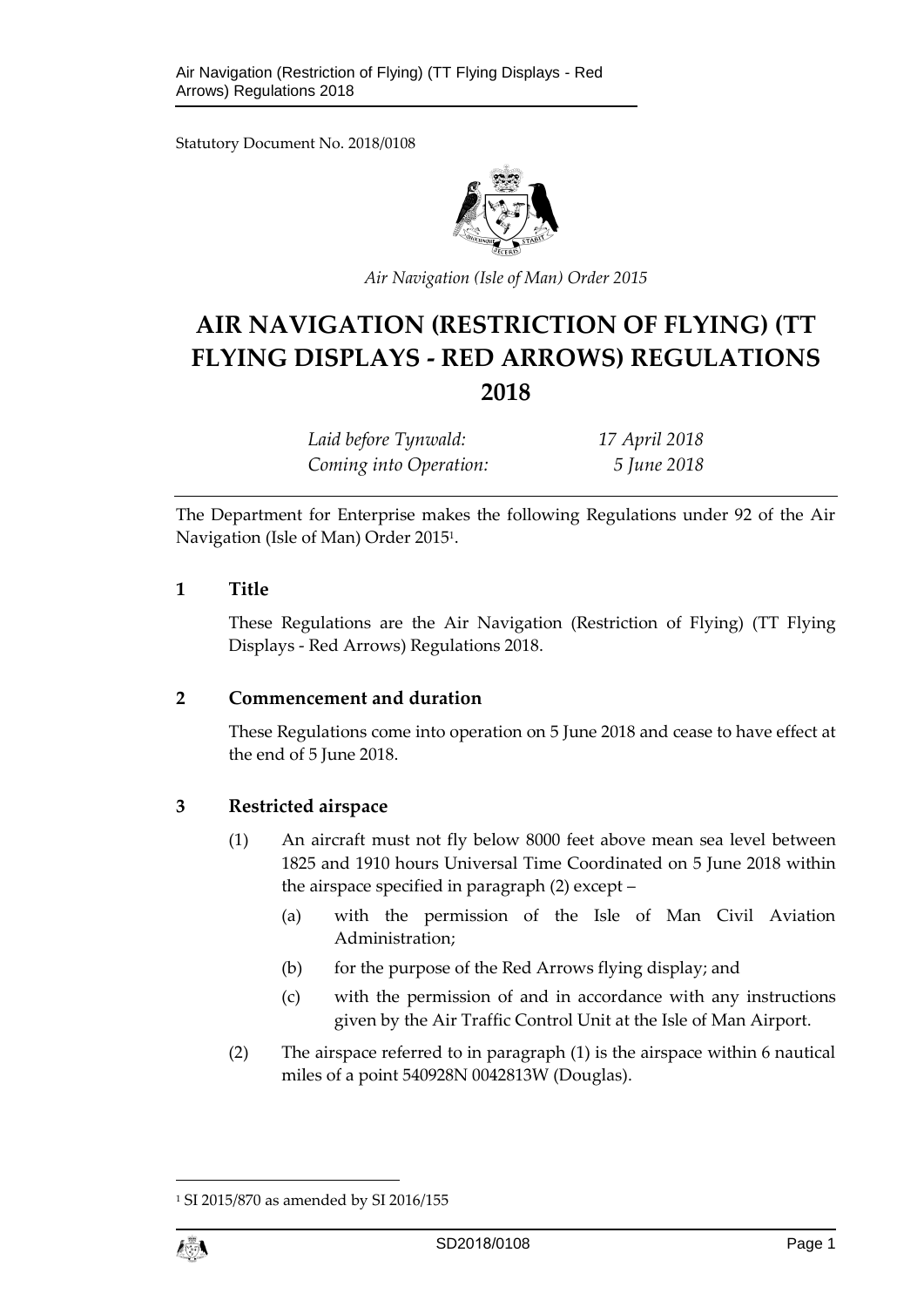Statutory Document No. 2018/0108

*Air Navigation (Isle of Man) Order 2015*

# AIR NAVIGATION (RESTRICTION OF FLYING) (TT FLYING DISPLAYS - RED ARROWS) REGULATIONS 2018

| | |
|---|---|
| *Laid before Tynwald:* | *17 April 2018* |
| *Coming into Operation:* | *5 June 2018* |

The Department for Enterprise makes the following Regulations under 92 of the Air Navigation (Isle of Man) Order 2015[1].

## 1 Title

These Regulations are the Air Navigation (Restriction of Flying) (TT Flying Displays - Red Arrows) Regulations 2018.

## 2 Commencement and duration

These Regulations come into operation on 5 June 2018 and cease to have effect at the end of 5 June 2018.

## 3 Restricted airspace

(1) An aircraft must not fly below 8000 feet above mean sea level between 1825 and 1910 hours Universal Time Coordinated on 5 June 2018 within the airspace specified in paragraph (2) except –

- (a) with the permission of the Isle of Man Civil Aviation Administration;
- (b) for the purpose of the Red Arrows flying display; and
- (c) with the permission of and in accordance with any instructions given by the Air Traffic Control Unit at the Isle of Man Airport.

(2) The airspace referred to in paragraph (1) is the airspace within 6 nautical miles of a point 540928N 0042813W (Douglas).

---

[1] SI 2015/870 as amended by SI 2016/155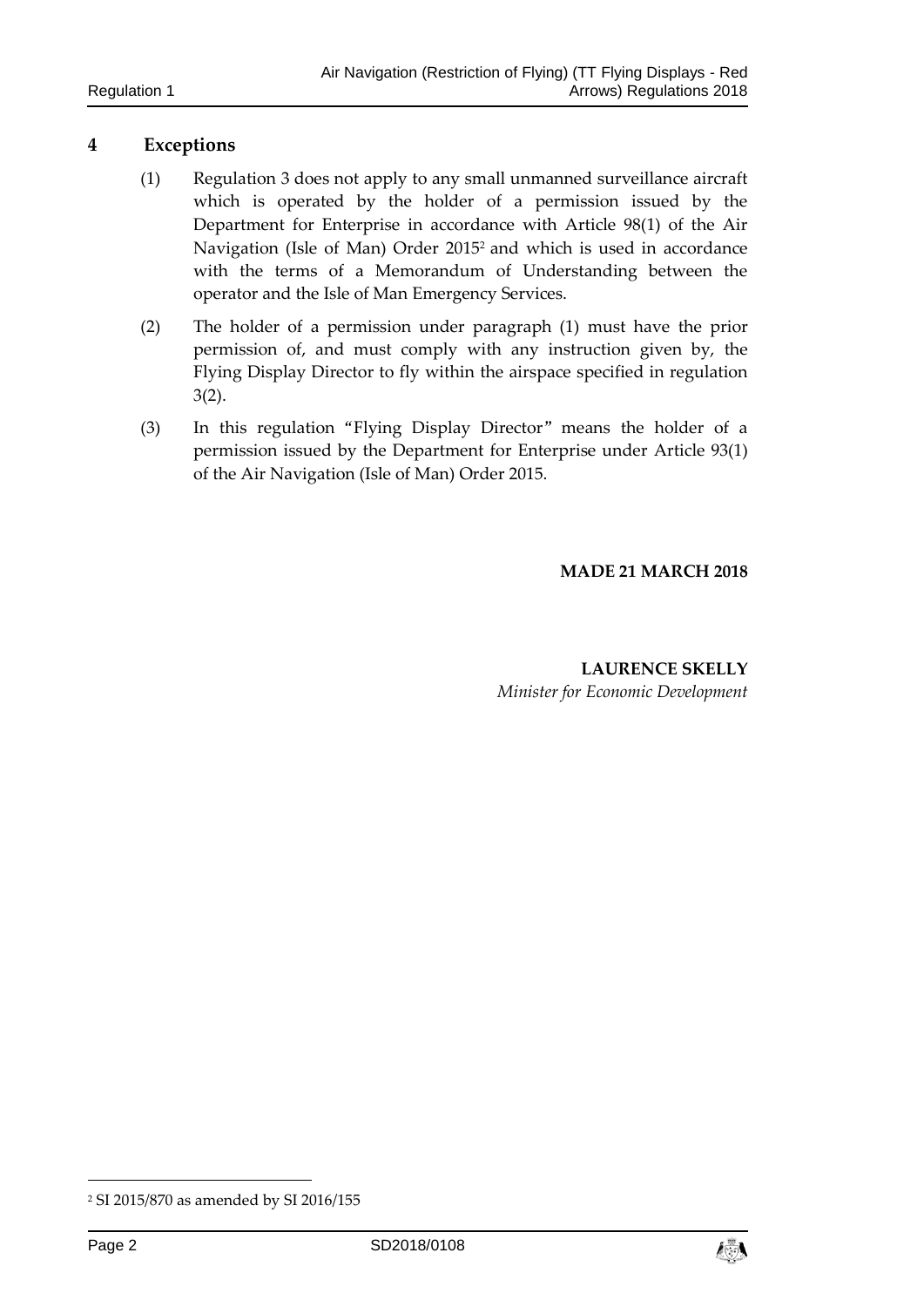## 4 Exceptions

(1) Regulation 3 does not apply to any small unmanned surveillance aircraft which is operated by the holder of a permission issued by the Department for Enterprise in accordance with Article 98(1) of the Air Navigation (Isle of Man) Order 2015[2] and which is used in accordance with the terms of a Memorandum of Understanding between the operator and the Isle of Man Emergency Services.

(2) The holder of a permission under paragraph (1) must have the prior permission of, and must comply with any instruction given by, the Flying Display Director to fly within the airspace specified in regulation 3(2).

(3) In this regulation "Flying Display Director" means the holder of a permission issued by the Department for Enterprise under Article 93(1) of the Air Navigation (Isle of Man) Order 2015.

**MADE 21 MARCH 2018**

**LAURENCE SKELLY**
*Minister for Economic Development*

---

[2] SI 2015/870 as amended by SI 2016/155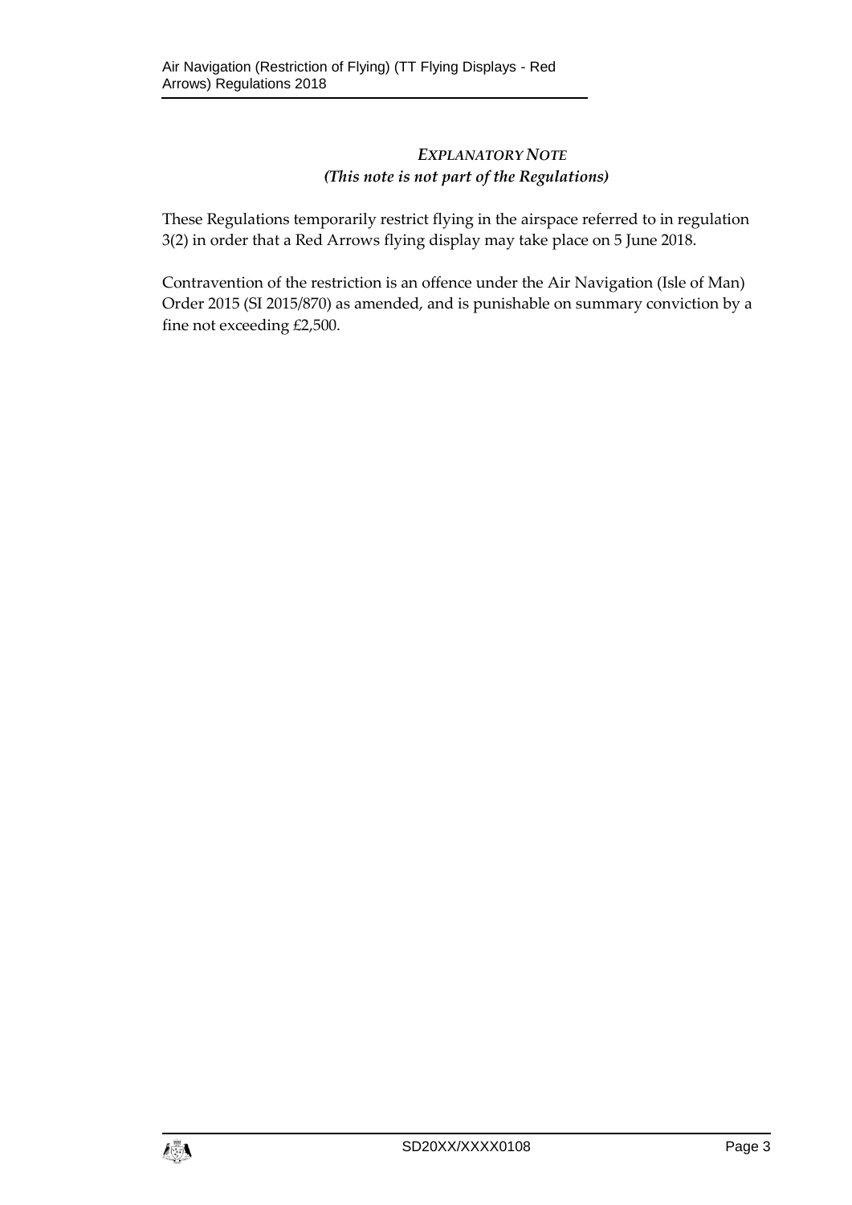***EXPLANATORY NOTE***

***(This note is not part of the Regulations)***

These Regulations temporarily restrict flying in the airspace referred to in regulation 3(2) in order that a Red Arrows flying display may take place on 5 June 2018.

Contravention of the restriction is an offence under the Air Navigation (Isle of Man) Order 2015 (SI 2015/870) as amended, and is punishable on summary conviction by a fine not exceeding £2,500.